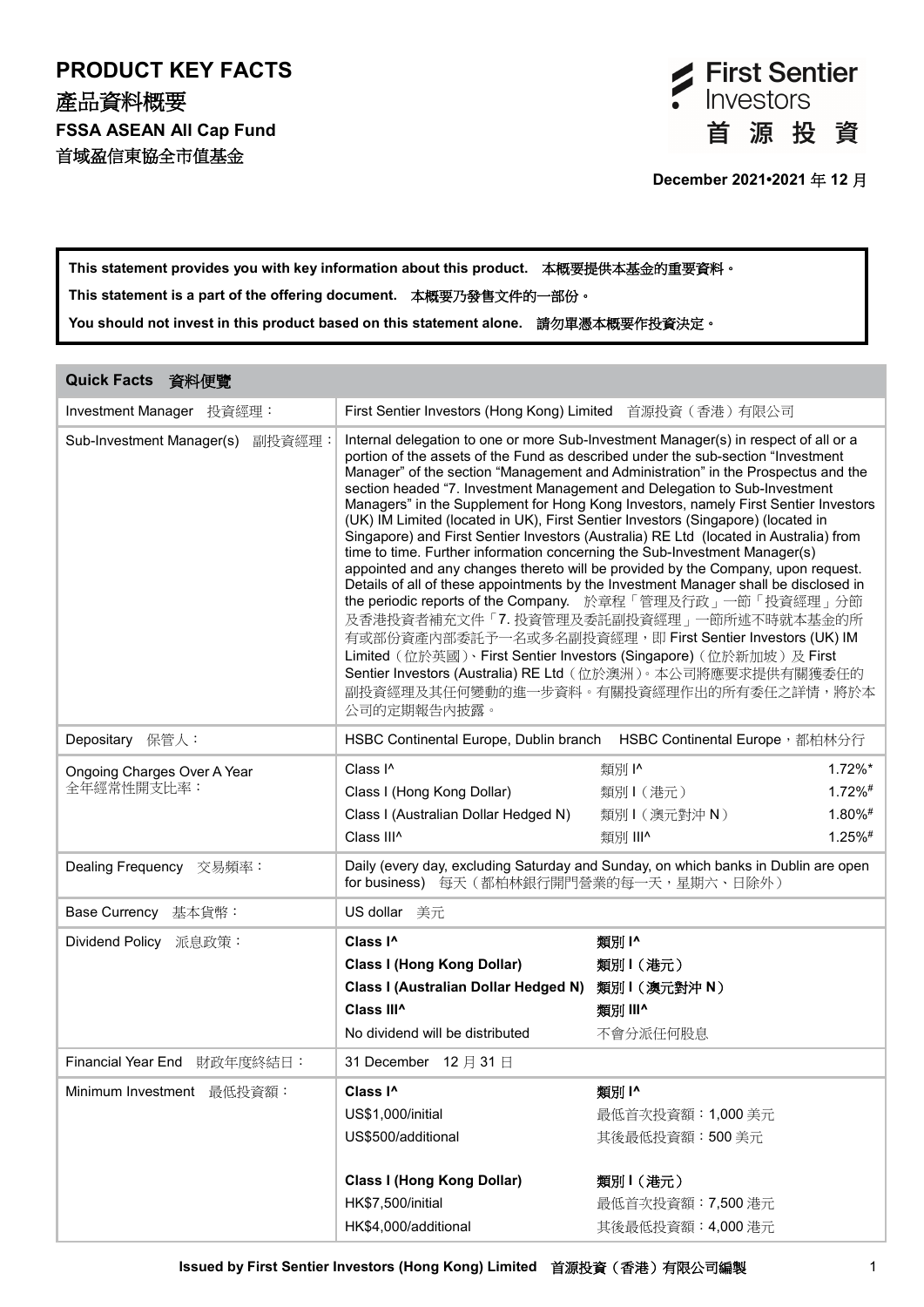# PRODUCT KEY FACTS

# 產品資料概要

## FSSA ASEAN All Cap Fund

## 首域盈信東協全市值基金

First Sentier Investors 首源投資

**December 2021•2021 年 12 月**

**This statement provides you with key information about this product.　本概要提供本基金的重要資料。**

**This statement is a part of the offering document.　本概要乃發售文件的一部份。**

**You should not invest in this product based on this statement alone.　請勿單憑本概要作投資決定。**

| **Quick Facts　資料便覽** | | | |
|---|---|---|---|
| Investment Manager　投資經理： | First Sentier Investors (Hong Kong) Limited　首源投資（香港）有限公司 | | |
| Sub-Investment Manager(s)　副投資經理： | Internal delegation to one or more Sub-Investment Manager(s) in respect of all or a portion of the assets of the Fund as described under the sub-section "Investment Manager" of the section "Management and Administration" in the Prospectus and the section headed "7. Investment Management and Delegation to Sub-Investment Managers" in the Supplement for Hong Kong Investors, namely First Sentier Investors (UK) IM Limited (located in UK), First Sentier Investors (Singapore) (located in Singapore) and First Sentier Investors (Australia) RE Ltd (located in Australia) from time to time. Further information concerning the Sub-Investment Manager(s) appointed and any changes thereto will be provided by the Company, upon request. Details of all of these appointments by the Investment Manager shall be disclosed in the periodic reports of the Company.　於章程「管理及行政」一節「投資經理」分節及香港投資者補充文件「7. 投資管理及委託副投資經理」一節所述不時就本基金的所有或部份資產內部委託予一名或多名副投資經理，即 First Sentier Investors (UK) IM Limited（位於英國）、First Sentier Investors (Singapore)（位於新加坡）及 First Sentier Investors (Australia) RE Ltd（位於澳洲）。本公司將應要求提供有關獲委任的副投資經理及其任何變動的進一步資料。有關投資經理作出的所有委任之詳情，將於本公司的定期報告內披露。 | | |
| Depositary　保管人： | HSBC Continental Europe, Dublin branch　HSBC Continental Europe，都柏林分行 | | |
| Ongoing Charges Over A Year　全年經常性開支比率： | Class I^ | 類別 I^ | 1.72%* |
| | Class I (Hong Kong Dollar) | 類別 I（港元） | 1.72%# |
| | Class I (Australian Dollar Hedged N) | 類別 I（澳元對沖 N） | 1.80%# |
| | Class III^ | 類別 III^ | 1.25%# |
| Dealing Frequency　交易頻率： | Daily (every day, excluding Saturday and Sunday, on which banks in Dublin are open for business)　每天（都柏林銀行開門營業的每一天，星期六、日除外） | | |
| Base Currency　基本貨幣： | US dollar　美元 | | |
| Dividend Policy　派息政策： | **Class I^** | **類別 I^** | |
| | **Class I (Hong Kong Dollar)** | **類別 I（港元）** | |
| | **Class I (Australian Dollar Hedged N)** | **類別 I（澳元對沖 N）** | |
| | **Class III^** | **類別 III^** | |
| | No dividend will be distributed | 不會分派任何股息 | |
| Financial Year End　財政年度終結日： | 31 December　12 月 31 日 | | |
| Minimum Investment　最低投資額： | **Class I^** | **類別 I^** | |
| | US$1,000/initial | 最低首次投資額：1,000 美元 | |
| | US$500/additional | 其後最低投資額：500 美元 | |
| | **Class I (Hong Kong Dollar)** | **類別 I（港元）** | |
| | HK$7,500/initial | 最低首次投資額：7,500 港元 | |
| | HK$4,000/additional | 其後最低投資額：4,000 港元 | |

**Issued by First Sentier Investors (Hong Kong) Limited　首源投資（香港）有限公司編製**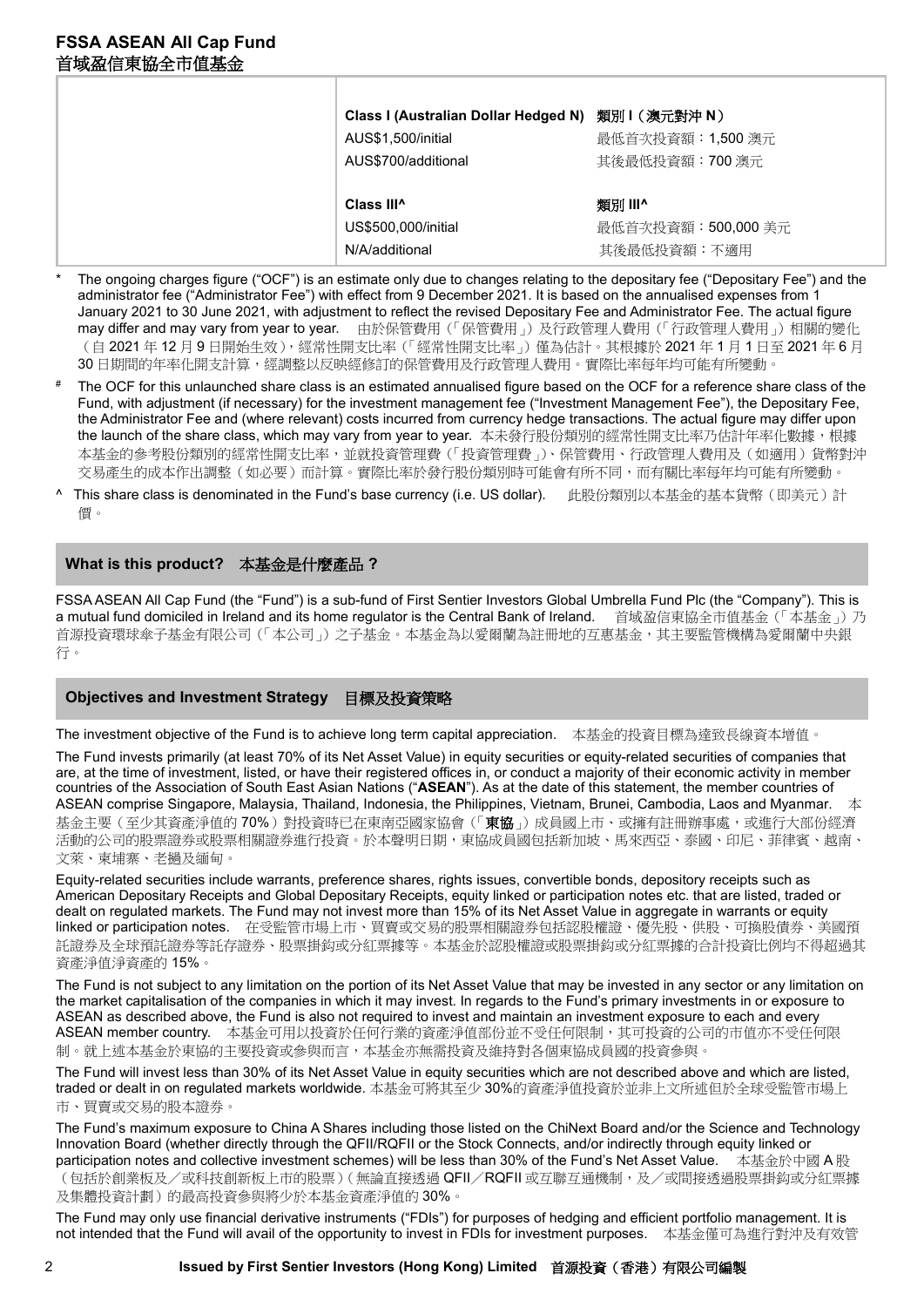**FSSA ASEAN All Cap Fund**
**首域盈信東協全市值基金**

| | | |
|---|---|---|
| | **Class I (Australian Dollar Hedged N)** | **類別 I（澳元對沖 N）** |
| | AUS$1,500/initial | 最低首次投資額：1,500 澳元 |
| | AUS$700/additional | 其後最低投資額：700 澳元 |
| | **Class III^** | **類別 III^** |
| | US$500,000/initial | 最低首次投資額：500,000 美元 |
| | N/A/additional | 其後最低投資額：不適用 |

\* The ongoing charges figure ("OCF") is an estimate only due to changes relating to the depositary fee ("Depositary Fee") and the administrator fee ("Administrator Fee") with effect from 9 December 2021. It is based on the annualised expenses from 1 January 2021 to 30 June 2021, with adjustment to reflect the revised Depositary Fee and Administrator Fee. The actual figure may differ and may vary from year to year. 由於保管費用（「保管費用」）及行政管理人費用（「行政管理人費用」）相關的變化（自 2021 年 12 月 9 日開始生效），經常性開支比率（「經常性開支比率」）僅為估計。其根據於 2021 年 1 月 1 日至 2021 年 6 月 30 日期間的年率化開支計算，經調整以反映經修訂的保管費用及行政管理人費用。實際比率每年均可能有所變動。

# The OCF for this unlaunched share class is an estimated annualised figure based on the OCF for a reference share class of the Fund, with adjustment (if necessary) for the investment management fee ("Investment Management Fee"), the Depositary Fee, the Administrator Fee and (where relevant) costs incurred from currency hedge transactions. The actual figure may differ upon the launch of the share class, which may vary from year to year. 本未發行股份類別的經常性開支比率乃估計年率化數據，根據本基金的參考股份類別的經常性開支比率，並就投資管理費（「投資管理費」）、保管費用、行政管理人費用及（如適用）貨幣對沖交易產生的成本作出調整（如必要）而計算。實際比率於發行股份類別時可能會有所不同，而有關比率每年均可能有所變動。

^ This share class is denominated in the Fund's base currency (i.e. US dollar). 此股份類別以本基金的基本貨幣（即美元）計價。

## What is this product? 本基金是什麼產品？

FSSA ASEAN All Cap Fund (the "Fund") is a sub-fund of First Sentier Investors Global Umbrella Fund Plc (the "Company"). This is a mutual fund domiciled in Ireland and its home regulator is the Central Bank of Ireland. 首域盈信東協全市值基金（「本基金」）乃首源投資環球傘子基金有限公司（「本公司」）之子基金。本基金為以愛爾蘭為註冊地的互惠基金，其主要監管機構為愛爾蘭中央銀行。

## Objectives and Investment Strategy 目標及投資策略

The investment objective of the Fund is to achieve long term capital appreciation. 本基金的投資目標為達致長線資本增值。

The Fund invests primarily (at least 70% of its Net Asset Value) in equity securities or equity-related securities of companies that are, at the time of investment, listed, or have their registered offices in, or conduct a majority of their economic activity in member countries of the Association of South East Asian Nations ("**ASEAN**"). As at the date of this statement, the member countries of ASEAN comprise Singapore, Malaysia, Thailand, Indonesia, the Philippines, Vietnam, Brunei, Cambodia, Laos and Myanmar. 本基金主要（至少其資產淨值的 70%）對投資時已在東南亞國家協會（「**東協**」）成員國上市、或擁有註冊辦事處，或進行大部份經濟活動的公司的股票證券或股票相關證券進行投資。於本聲明日期，東協成員國包括新加坡、馬來西亞、泰國、印尼、菲律賓、越南、文萊、柬埔寨、老撾及緬甸。

Equity-related securities include warrants, preference shares, rights issues, convertible bonds, depository receipts such as American Depositary Receipts and Global Depositary Receipts, equity linked or participation notes etc. that are listed, traded or dealt on regulated markets. The Fund may not invest more than 15% of its Net Asset Value in aggregate in warrants or equity linked or participation notes. 在受監管市場上市、買賣或交易的股票相關證券包括認股權證、優先股、供股、可換股債券、美國預託證券及全球預託證券等託存證券、股票掛鈎或分紅票據等。本基金於認股權證或股票掛鈎或分紅票據的合計投資比例均不得超過其資產淨值淨資產的 15%。

The Fund is not subject to any limitation on the portion of its Net Asset Value that may be invested in any sector or any limitation on the market capitalisation of the companies in which it may invest. In regards to the Fund's primary investments in or exposure to ASEAN as described above, the Fund is also not required to invest and maintain an investment exposure to each and every ASEAN member country. 本基金可用以投資於任何行業的資產淨值部份並不受任何限制，其可投資的公司的市值亦不受任何限制。就上述本基金於東協的主要投資或參與而言，本基金亦無需投資及維持對各個東協成員國的投資參與。

The Fund will invest less than 30% of its Net Asset Value in equity securities which are not described above and which are listed, traded or dealt in on regulated markets worldwide. 本基金可將其至少 30%的資產淨值投資於並非上文所述但於全球受監管市場上市、買賣或交易的股本證券。

The Fund's maximum exposure to China A Shares including those listed on the ChiNext Board and/or the Science and Technology Innovation Board (whether directly through the QFII/RQFII or the Stock Connects, and/or indirectly through equity linked or participation notes and collective investment schemes) will be less than 30% of the Fund's Net Asset Value. 本基金於中國 A 股（包括於創業板及／或科技創新板上市的股票）（無論直接透過 QFII／RQFII 或互聯互通機制，及／或間接透過股票掛鈎或分紅票據及集體投資計劃）的最高投資參與將少於本基金資產淨值的 30%。

The Fund may only use financial derivative instruments ("FDIs") for purposes of hedging and efficient portfolio management. It is not intended that the Fund will avail of the opportunity to invest in FDIs for investment purposes. 本基金僅可為進行對沖及有效管

**Issued by First Sentier Investors (Hong Kong) Limited 首源投資（香港）有限公司編製**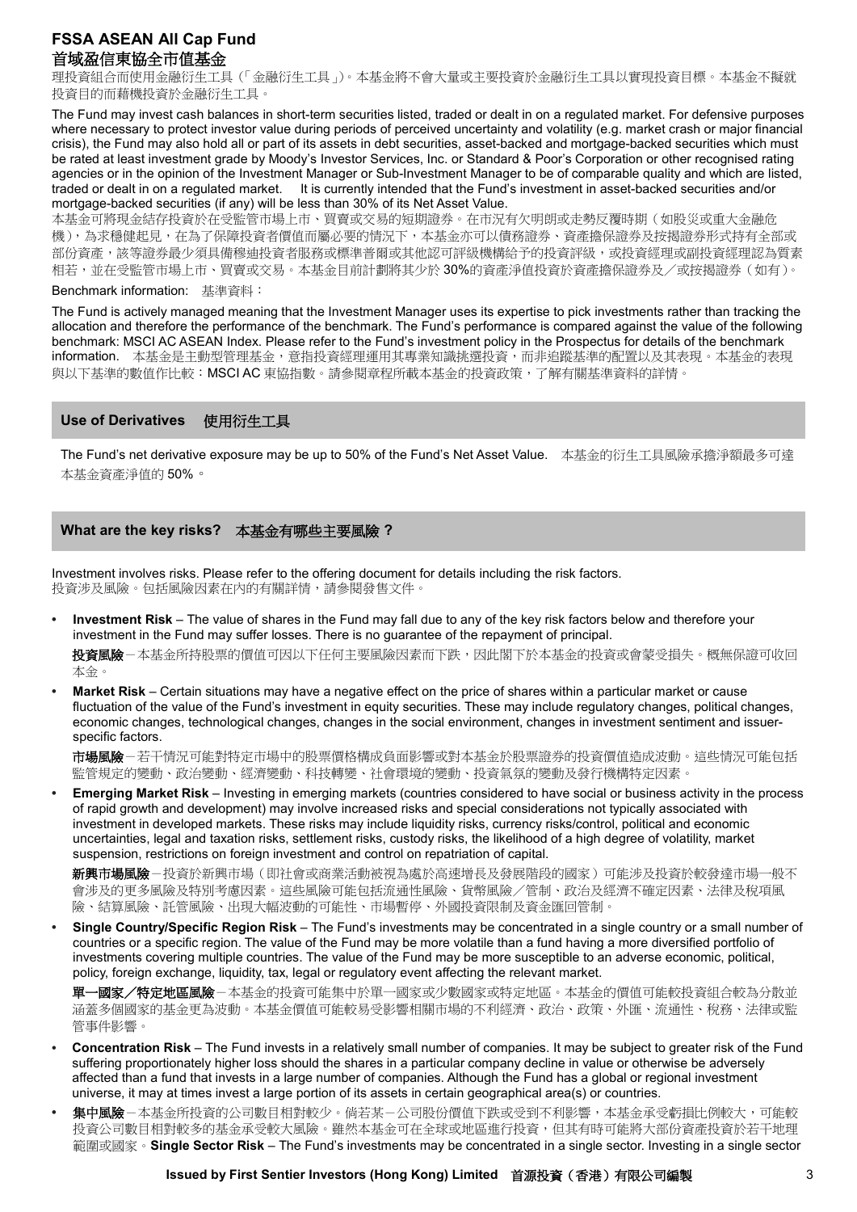理投資組合而使用金融衍生工具（「金融衍生工具」）。本基金將不會大量或主要投資於金融衍生工具以實現投資目標。本基金不擬就投資目的而藉機投資於金融衍生工具。

The Fund may invest cash balances in short-term securities listed, traded or dealt in on a regulated market. For defensive purposes where necessary to protect investor value during periods of perceived uncertainty and volatility (e.g. market crash or major financial crisis), the Fund may also hold all or part of its assets in debt securities, asset-backed and mortgage-backed securities which must be rated at least investment grade by Moody's Investor Services, Inc. or Standard & Poor's Corporation or other recognised rating agencies or in the opinion of the Investment Manager or Sub-Investment Manager to be of comparable quality and which are listed, traded or dealt in on a regulated market. It is currently intended that the Fund's investment in asset-backed securities and/or mortgage-backed securities (if any) will be less than 30% of its Net Asset Value.

本基金可將現金結存投資於在受監管市場上市、買賣或交易的短期證券。在市況有欠明朗或走勢反覆時期（如股災或重大金融危機），為求穩健起見，在為了保障投資者價值而屬必要的情況下，本基金亦可以債務證券、資產擔保證券及按揭證券形式持有全部或部份資產，該等證券最少須具備穆迪投資者服務或標準普爾或其他認可評級機構給予的投資評級，或投資經理或副投資經理認為質素相若，並在受監管市場上市、買賣或交易。本基金目前計劃將其少於 30%的資產淨值投資於資產擔保證券及╱或按揭證券（如有）。

Benchmark information: 基準資料：

The Fund is actively managed meaning that the Investment Manager uses its expertise to pick investments rather than tracking the allocation and therefore the performance of the benchmark. The Fund's performance is compared against the value of the following benchmark: MSCI AC ASEAN Index. Please refer to the Fund's investment policy in the Prospectus for details of the benchmark information. 本基金是主動型管理基金，意指投資經理運用其專業知識挑選投資，而非追蹤基準的配置以及其表現。本基金的表現與以下基準的數值作比較：MSCI AC 東協指數。請參閱章程所載本基金的投資政策，了解有關基準資料的詳情。

## Use of Derivatives 使用衍生工具

The Fund's net derivative exposure may be up to 50% of the Fund's Net Asset Value. 本基金的衍生工具風險承擔淨額最多可達本基金資產淨值的 50%。

## What are the key risks? 本基金有哪些主要風險？

Investment involves risks. Please refer to the offering document for details including the risk factors.
投資涉及風險。包括風險因素在內的有關詳情，請參閱發售文件。

- **Investment Risk** – The value of shares in the Fund may fall due to any of the key risk factors below and therefore your investment in the Fund may suffer losses. There is no guarantee of the repayment of principal.

  **投資風險**－本基金所持股票的價值可因以下任何主要風險因素而下跌，因此閣下於本基金的投資或會蒙受損失。概無保證可收回本金。

- **Market Risk** – Certain situations may have a negative effect on the price of shares within a particular market or cause fluctuation of the value of the Fund's investment in equity securities. These may include regulatory changes, political changes, economic changes, technological changes, changes in the social environment, changes in investment sentiment and issuer-specific factors.

  **市場風險**－若干情況可能對特定市場中的股票價格構成負面影響或對本基金於股票證券的投資價值造成波動。這些情況可能包括監管規定的變動、政治變動、經濟變動、科技轉變、社會環境的變動、投資氣氛的變動及發行機構特定因素。

- **Emerging Market Risk** – Investing in emerging markets (countries considered to have social or business activity in the process of rapid growth and development) may involve increased risks and special considerations not typically associated with investment in developed markets. These risks may include liquidity risks, currency risks/control, political and economic uncertainties, legal and taxation risks, settlement risks, custody risks, the likelihood of a high degree of volatility, market suspension, restrictions on foreign investment and control on repatriation of capital.

  **新興市場風險**－投資於新興市場（即社會或商業活動被視為處於高速增長及發展階段的國家）可能涉及投資於較發達市場一般不會涉及的更多風險及特別考慮因素。這些風險可能包括流通性風險、貨幣風險╱管制、政治及經濟不確定因素、法律及稅項風險、結算風險、託管風險、出現大幅波動的可能性、市場暫停、外國投資限制及資金匯回管制。

- **Single Country/Specific Region Risk** – The Fund's investments may be concentrated in a single country or a small number of countries or a specific region. The value of the Fund may be more volatile than a fund having a more diversified portfolio of investments covering multiple countries. The value of the Fund may be more susceptible to an adverse economic, political, policy, foreign exchange, liquidity, tax, legal or regulatory event affecting the relevant market.

  **單一國家╱特定地區風險**－本基金的投資可能集中於單一國家或少數國家或特定地區。本基金的價值可能較投資組合較為分散並涵蓋多個國家的基金更為波動。本基金價值可能較易受影響相關市場的不利經濟、政治、政策、外匯、流通性、稅務、法律或監管事件影響。

- **Concentration Risk** – The Fund invests in a relatively small number of companies. It may be subject to greater risk of the Fund suffering proportionately higher loss should the shares in a particular company decline in value or otherwise be adversely affected than a fund that invests in a large number of companies. Although the Fund has a global or regional investment universe, it may at times invest a large portion of its assets in certain geographical area(s) or countries.

- **集中風險**－本基金所投資的公司數目相對較少。倘若某一公司股份價值下跌或受到不利影響，本基金承受虧損比例較大，可能較投資公司數目相對較多的基金承受較大風險。雖然本基金可在全球或地區進行投資，但其有時可能將大部份資產投資於若干地理範圍或國家。**Single Sector Risk** – The Fund's investments may be concentrated in a single sector. Investing in a single sector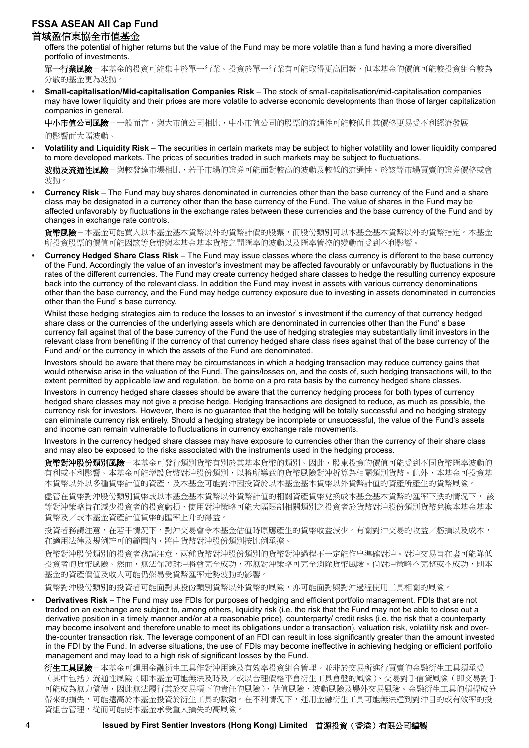offers the potential of higher returns but the value of the Fund may be more volatile than a fund having a more diversified portfolio of investments.

**單一行業風險**－本基金的投資可能集中於單一行業。投資於單一行業有可能取得更高回報，但本基金的價值可能較投資組合較為分散的基金更為波動。

- **Small-capitalisation/Mid-capitalisation Companies Risk** – The stock of small-capitalisation/mid-capitalisation companies may have lower liquidity and their prices are more volatile to adverse economic developments than those of larger capitalization companies in general.

  **中小市值公司風險**－一般而言，與大市值公司相比，中小市值公司的股票的流通性可能較低且其價格更易受不利經濟發展的影響而大幅波動。

- **Volatility and Liquidity Risk** – The securities in certain markets may be subject to higher volatility and lower liquidity compared to more developed markets. The prices of securities traded in such markets may be subject to fluctuations.

  **波動及流通性風險**－與較發達市場相比，若干市場的證券可能面對較高的波動及較低的流通性。於該等市場買賣的證券價格或會波動。

- **Currency Risk** – The Fund may buy shares denominated in currencies other than the base currency of the Fund and a share class may be designated in a currency other than the base currency of the Fund. The value of shares in the Fund may be affected unfavorably by fluctuations in the exchange rates between these currencies and the base currency of the Fund and by changes in exchange rate controls.

  **貨幣風險**－本基金可能買入以本基金基本貨幣以外的貨幣計價的股票，而股份類別可以本基金基本貨幣以外的貨幣指定。本基金所投資股票的價值可能因該等貨幣與本基金基本貨幣之間匯率的波動以及匯率管控的變動而受到不利影響。

- **Currency Hedged Share Class Risk** – The Fund may issue classes where the class currency is different to the base currency of the Fund. Accordingly the value of an investor's investment may be affected favourably or unfavourably by fluctuations in the rates of the different currencies. The Fund may create currency hedged share classes to hedge the resulting currency exposure back into the currency of the relevant class. In addition the Fund may invest in assets with various currency denominations other than the base currency, and the Fund may hedge currency exposure due to investing in assets denominated in currencies other than the Fund' s base currency.

  Whilst these hedging strategies aim to reduce the losses to an investor' s investment if the currency of that currency hedged share class or the currencies of the underlying assets which are denominated in currencies other than the Fund' s base currency fall against that of the base currency of the Fund the use of hedging strategies may substantially limit investors in the relevant class from benefiting if the currency of that currency hedged share class rises against that of the base currency of the Fund and/ or the currency in which the assets of the Fund are denominated.

  Investors should be aware that there may be circumstances in which a hedging transaction may reduce currency gains that would otherwise arise in the valuation of the Fund. The gains/losses on, and the costs of, such hedging transactions will, to the extent permitted by applicable law and regulation, be borne on a pro rata basis by the currency hedged share classes.

  Investors in currency hedged share classes should be aware that the currency hedging process for both types of currency hedged share classes may not give a precise hedge. Hedging transactions are designed to reduce, as much as possible, the currency risk for investors. However, there is no guarantee that the hedging will be totally successful and no hedging strategy can eliminate currency risk entirely. Should a hedging strategy be incomplete or unsuccessful, the value of the Fund's assets and income can remain vulnerable to fluctuations in currency exchange rate movements.

  Investors in the currency hedged share classes may have exposure to currencies other than the currency of their share class and may also be exposed to the risks associated with the instruments used in the hedging process.

  **貨幣對沖股份類別風險**－本基金可發行類別貨幣有別於其基本貨幣的類別。因此，股東投資的價值可能受到不同貨幣匯率波動的有利或不利影響。本基金可能增設貨幣對沖股份類別，以將所導致的貨幣風險對沖折算為相關類別貨幣。此外，本基金可投資基本貨幣以外以多種貨幣計值的資產，及本基金可能對沖因投資於以本基金基本貨幣以外貨幣計值的資產所產生的貨幣風險。

  儘管在貨幣對沖股份類別貨幣或以本基金基本貨幣以外貨幣計值的相關資產貨幣兌換成本基金基本貨幣的匯率下跌的情況下， 該等對沖策略旨在減少投資者的投資虧損，使用對沖策略可能大幅限制相關類別之投資者於貨幣對沖股份類別貨幣兌換本基金基本貨幣及／或本基金資產計值貨幣的匯率上升的得益。

  投資者務請注意，在若干情況下，對沖交易會令本基金估值時原應產生的貨幣收益減少。有關對沖交易的收益／虧損以及成本，在適用法律及規例許可的範圍內，將由貨幣對沖股份類別按比例承擔。

  貨幣對沖股份類別的投資者務請注意，兩種貨幣對沖股份類別的貨幣對沖過程不一定能作出準確對沖。對沖交易旨在盡可能降低投資者的貨幣風險。然而，無法保證對沖將會完全成功，亦無對沖策略可完全消除貨幣風險。倘對沖策略不完整或不成功，則本基金的資產價值及收入可能仍然易受貨幣匯率走勢波動的影響。

  貨幣對沖股份類別的投資者可能面對其股份類別貨幣以外貨幣的風險，亦可能面對與對沖過程使用工具相關的風險。

- **Derivatives Risk** – The Fund may use FDIs for purposes of hedging and efficient portfolio management. FDIs that are not traded on an exchange are subject to, among others, liquidity risk (i.e. the risk that the Fund may not be able to close out a derivative position in a timely manner and/or at a reasonable price), counterparty/ credit risks (i.e. the risk that a counterparty may become insolvent and therefore unable to meet its obligations under a transaction), valuation risk, volatility risk and over-the-counter transaction risk. The leverage component of an FDI can result in loss significantly greater than the amount invested in the FDI by the Fund. In adverse situations, the use of FDIs may become ineffective in achieving hedging or efficient portfolio management and may lead to a high risk of significant losses by the Fund.

  **衍生工具風險**－本基金可運用金融衍生工具作對沖用途及有效率投資組合管理。並非於交易所進行買賣的金融衍生工具須承受（其中包括）流通性風險（即本基金可能無法及時及／或以合理價格平倉衍生工具倉盤的風險）、交易對手信貸風險（即交易對手可能成為無力償債，因此無法履行其於交易項下的責任的風險）、估值風險、波動風險及場外交易風險。金融衍生工具的槓桿成分帶來的損失，可能遠高於本基金投資於衍生工具的數額。在不利情況下，運用金融衍生工具可能無法達到對沖目的或有效率的投資組合管理，從而可能使本基金承受重大損失的高風險。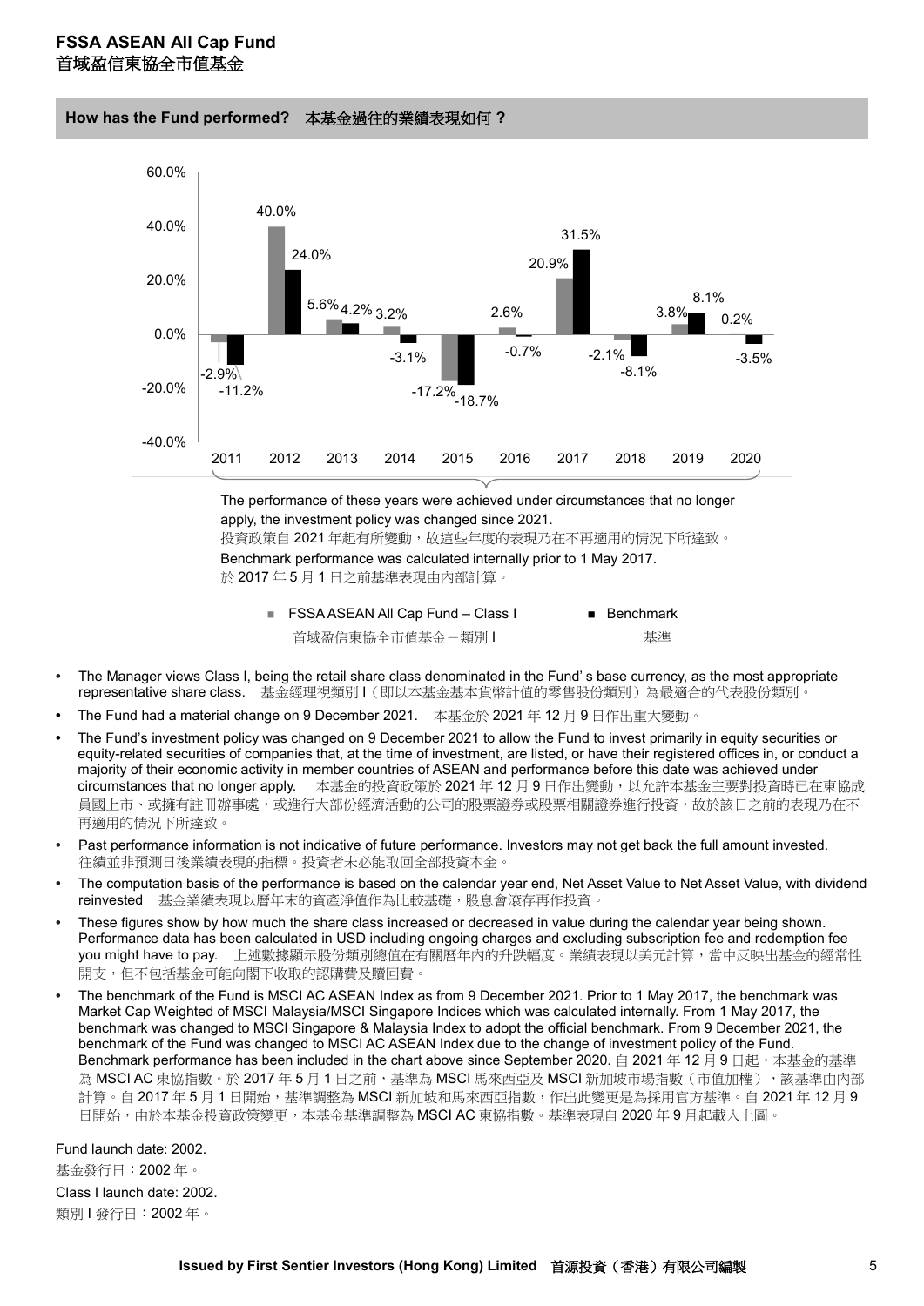# FSSA ASEAN All Cap Fund
# 首域盈信東協全市值基金

## How has the Fund performed? 本基金過往的業績表現如何？

| Year | FSSA ASEAN All Cap Fund – Class I 首域盈信東協全市值基金－類別 I | Benchmark 基準 |
|---|---|---|
| 2011 | -2.9% | -11.2% |
| 2012 | 40.0% | 24.0% |
| 2013 | 5.6% | 4.2% |
| 2014 | 3.2% | -3.1% |
| 2015 | -17.2% | -18.7% |
| 2016 | 2.6% | -0.7% |
| 2017 | 20.9% | 31.5% |
| 2018 | -2.1% | -8.1% |
| 2019 | 3.8% | 8.1% |
| 2020 | 0.2% | -3.5% |

The performance of these years were achieved under circumstances that no longer apply, the investment policy was changed since 2021.
投資政策自 2021 年起有所變動，故這些年度的表現乃在不再適用的情況下所達致。
Benchmark performance was calculated internally prior to 1 May 2017.
於 2017 年 5 月 1 日之前基準表現由內部計算。

- The Manager views Class I, being the retail share class denominated in the Fund' s base currency, as the most appropriate representative share class. 基金經理視類別 I（即以本基金基本貨幣計值的零售股份類別）為最適合的代表股份類別。
- The Fund had a material change on 9 December 2021. 本基金於 2021 年 12 月 9 日作出重大變動。
- The Fund's investment policy was changed on 9 December 2021 to allow the Fund to invest primarily in equity securities or equity-related securities of companies that, at the time of investment, are listed, or have their registered offices in, or conduct a majority of their economic activity in member countries of ASEAN and performance before this date was achieved under circumstances that no longer apply. 本基金的投資政策於 2021 年 12 月 9 日作出變動，以允許本基金主要對投資時已在東協成員國上市、或擁有註冊辦事處，或進行大部份經濟活動的公司的股票證券或股票相關證券進行投資，故於該日之前的表現乃在不再適用的情況下所達致。
- Past performance information is not indicative of future performance. Investors may not get back the full amount invested. 往績並非預測日後業績表現的指標。投資者未必能取回全部投資本金。
- The computation basis of the performance is based on the calendar year end, Net Asset Value to Net Asset Value, with dividend reinvested 基金業績表現以曆年末的資產淨值作為比較基礎，股息會滾存再作投資。
- These figures show by how much the share class increased or decreased in value during the calendar year being shown. Performance data has been calculated in USD including ongoing charges and excluding subscription fee and redemption fee you might have to pay. 上述數據顯示股份類別總值在有關曆年內的升跌幅度。業績表現以美元計算，當中反映出基金的經常性開支，但不包括基金可能向閣下收取的認購費及贖回費。
- The benchmark of the Fund is MSCI AC ASEAN Index as from 9 December 2021. Prior to 1 May 2017, the benchmark was Market Cap Weighted of MSCI Malaysia/MSCI Singapore Indices which was calculated internally. From 1 May 2017, the benchmark was changed to MSCI Singapore & Malaysia Index to adopt the official benchmark. From 9 December 2021, the benchmark of the Fund was changed to MSCI AC ASEAN Index due to the change of investment policy of the Fund. Benchmark performance has been included in the chart above since September 2020. 自 2021 年 12 月 9 日起，本基金的基準為 MSCI AC 東協指數。於 2017 年 5 月 1 日之前，基準為 MSCI 馬來西亞及 MSCI 新加坡市場指數（市值加權），該基準由內部計算。自 2017 年 5 月 1 日開始，基準調整為 MSCI 新加坡和馬來西亞指數，作出此變更是為採用官方基準。自 2021 年 12 月 9 日開始，由於本基金投資政策變更，本基金基準調整為 MSCI AC 東協指數。基準表現自 2020 年 9 月起載入上圖。

Fund launch date: 2002.
基金發行日：2002 年。
Class I launch date: 2002.
類別 I 發行日：2002 年。

**Issued by First Sentier Investors (Hong Kong) Limited 首源投資（香港）有限公司編製**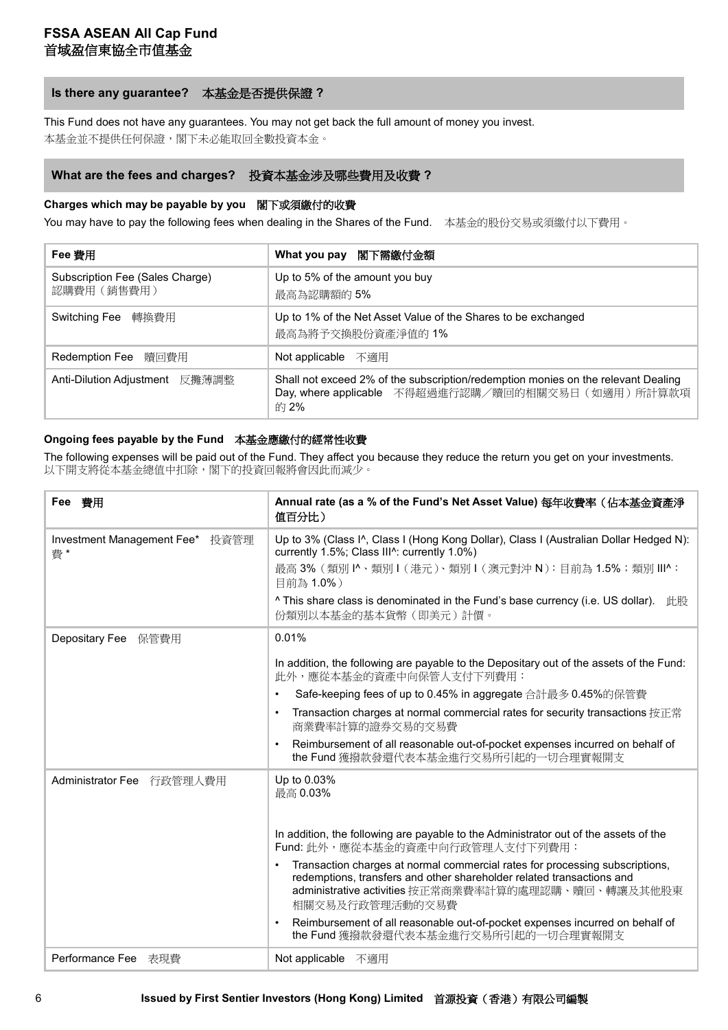## Is there any guarantee? 本基金是否提供保證？

This Fund does not have any guarantees. You may not get back the full amount of money you invest.
本基金並不提供任何保證，閣下未必能取回全數投資本金。

## What are the fees and charges? 投資本基金涉及哪些費用及收費？

### Charges which may be payable by you 閣下或須繳付的收費

You may have to pay the following fees when dealing in the Shares of the Fund. 本基金的股份交易或須繳付以下費用。

| Fee 費用 | What you pay 閣下需繳付金額 |
|---|---|
| Subscription Fee (Sales Charge) 認購費用（銷售費用） | Up to 5% of the amount you buy<br>最高為認購額的 5% |
| Switching Fee 轉換費用 | Up to 1% of the Net Asset Value of the Shares to be exchanged<br>最高為將予交換股份資產淨值的 1% |
| Redemption Fee 贖回費用 | Not applicable 不適用 |
| Anti-Dilution Adjustment 反攤薄調整 | Shall not exceed 2% of the subscription/redemption monies on the relevant Dealing Day, where applicable 不得超過進行認購／贖回的相關交易日（如適用）所計算款項的 2% |

### Ongoing fees payable by the Fund 本基金應繳付的經常性收費

The following expenses will be paid out of the Fund. They affect you because they reduce the return you get on your investments.
以下開支將從本基金總值中扣除，閣下的投資回報將會因此而減少。

| Fee 費用 | Annual rate (as a % of the Fund's Net Asset Value) 每年收費率（佔本基金資產淨值百分比） |
|---|---|
| Investment Management Fee* 投資管理費* | Up to 3% (Class I^, Class I (Hong Kong Dollar), Class I (Australian Dollar Hedged N): currently 1.5%; Class III^: currently 1.0%)<br>最高 3%（類別 I^、類別 I（港元）、類別 I（澳元對沖 N）：目前為 1.5%；類別 III^：目前為 1.0%）<br>^ This share class is denominated in the Fund's base currency (i.e. US dollar). 此股份類別以本基金的基本貨幣（即美元）計價。 |
| Depositary Fee 保管費用 | 0.01%<br>In addition, the following are payable to the Depositary out of the assets of the Fund: 此外，應從本基金的資產中向保管人支付下列費用：<br>• Safe-keeping fees of up to 0.45% in aggregate 合計最多 0.45%的保管費<br>• Transaction charges at normal commercial rates for security transactions 按正常商業費率計算的證券交易的交易費<br>• Reimbursement of all reasonable out-of-pocket expenses incurred on behalf of the Fund 獲撥款發還代表本基金進行交易所引起的一切合理實報開支 |
| Administrator Fee 行政管理人費用 | Up to 0.03%<br>最高 0.03%<br>In addition, the following are payable to the Administrator out of the assets of the Fund: 此外，應從本基金的資產中向行政管理人支付下列費用：<br>• Transaction charges at normal commercial rates for processing subscriptions, redemptions, transfers and other shareholder related transactions and administrative activities 按正常商業費率計算的處理認購、贖回、轉讓及其他股東相關交易及行政管理活動的交易費<br>• Reimbursement of all reasonable out-of-pocket expenses incurred on behalf of the Fund 獲撥款發還代表本基金進行交易所引起的一切合理實報開支 |
| Performance Fee 表現費 | Not applicable 不適用 |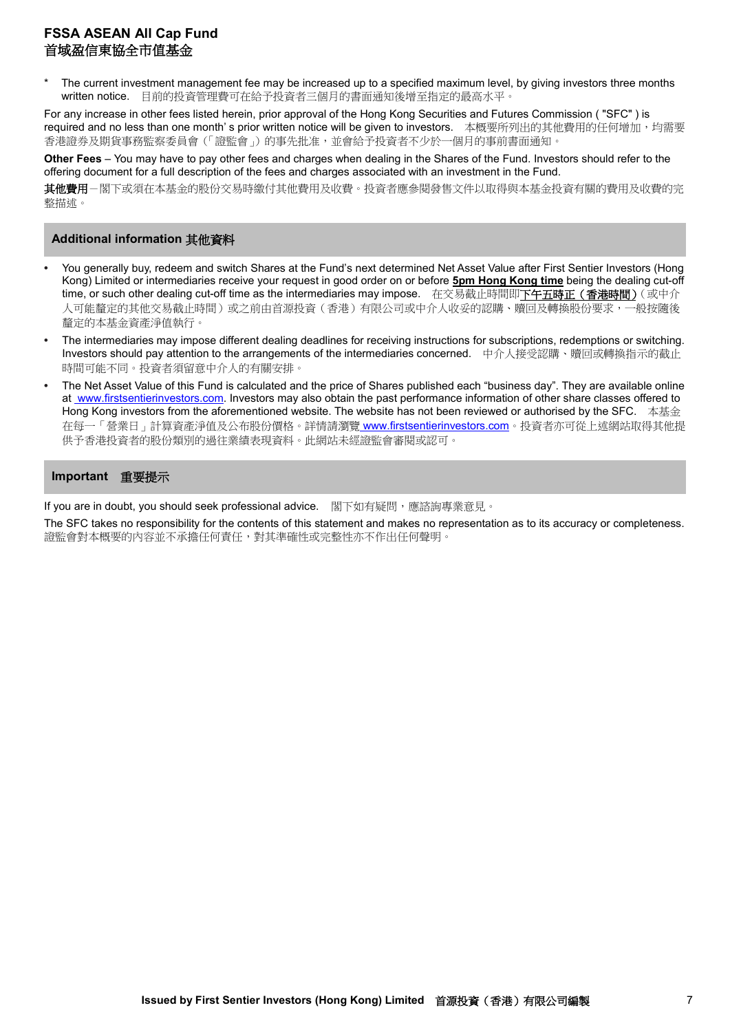\* The current investment management fee may be increased up to a specified maximum level, by giving investors three months written notice. 目前的投資管理費可在給予投資者三個月的書面通知後增至指定的最高水平。

For any increase in other fees listed herein, prior approval of the Hong Kong Securities and Futures Commission ( "SFC" ) is required and no less than one month' s prior written notice will be given to investors. 本概要所列出的其他費用的任何增加，均需要香港證券及期貨事務監察委員會（「證監會」）的事先批准，並會給予投資者不少於一個月的事前書面通知。

**Other Fees** – You may have to pay other fees and charges when dealing in the Shares of the Fund. Investors should refer to the offering document for a full description of the fees and charges associated with an investment in the Fund.

**其他費用**－閣下或須在本基金的股份交易時繳付其他費用及收費。投資者應參閱發售文件以取得與本基金投資有關的費用及收費的完整描述。

## Additional information 其他資料

- You generally buy, redeem and switch Shares at the Fund's next determined Net Asset Value after First Sentier Investors (Hong Kong) Limited or intermediaries receive your request in good order on or before **5pm Hong Kong time** being the dealing cut-off time, or such other dealing cut-off time as the intermediaries may impose. 在交易截止時間即**下午五時正（香港時間）**（或中介人可能釐定的其他交易截止時間）或之前由首源投資（香港）有限公司或中介人收妥的認購、贖回及轉換股份要求，一般按隨後釐定的本基金資產淨值執行。
- The intermediaries may impose different dealing deadlines for receiving instructions for subscriptions, redemptions or switching. Investors should pay attention to the arrangements of the intermediaries concerned. 中介人接受認購、贖回或轉換指示的截止時間可能不同。投資者須留意中介人的有關安排。
- The Net Asset Value of this Fund is calculated and the price of Shares published each "business day". They are available online at www.firstsentierinvestors.com. Investors may also obtain the past performance information of other share classes offered to Hong Kong investors from the aforementioned website. The website has not been reviewed or authorised by the SFC. 本基金在每一「營業日」計算資產淨值及公布股份價格。詳情請瀏覽 www.firstsentierinvestors.com。投資者亦可從上述網站取得其他提供予香港投資者的股份類別的過往業績表現資料。此網站未經證監會審閱或認可。

## Important 重要提示

If you are in doubt, you should seek professional advice. 閣下如有疑問，應諮詢專業意見。

The SFC takes no responsibility for the contents of this statement and makes no representation as to its accuracy or completeness. 證監會對本概要的內容並不承擔任何責任，對其準確性或完整性亦不作出任何聲明。